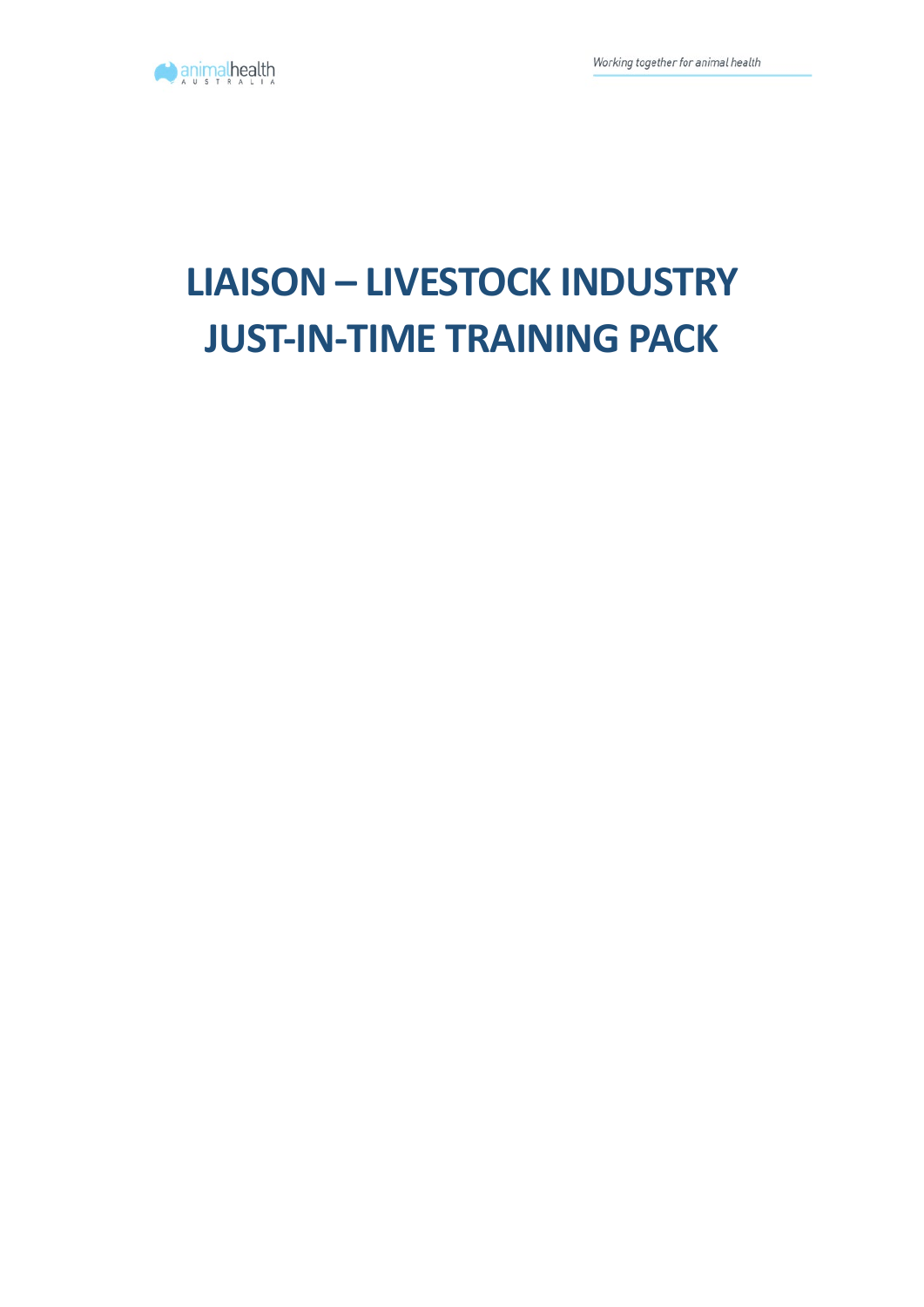# LIAISON – LIVESTOCK INDUSTRY JUST-IN-TIME TRAINING PACK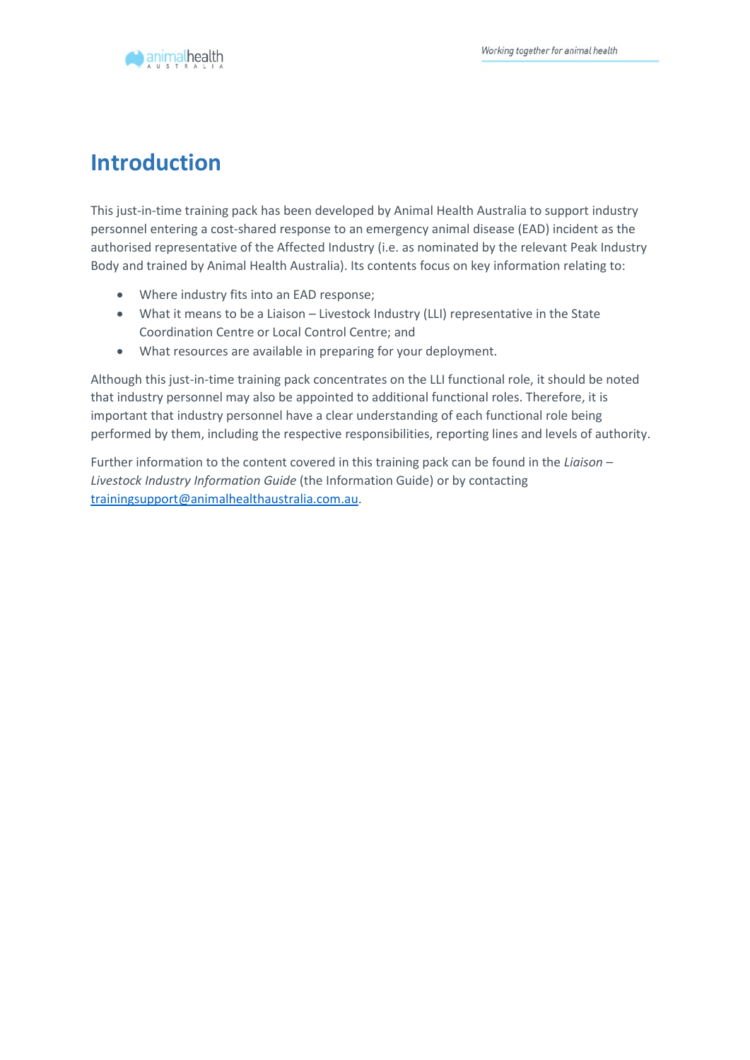# Introduction

This just-in-time training pack has been developed by Animal Health Australia to support industry personnel entering a cost-shared response to an emergency animal disease (EAD) incident as the authorised representative of the Affected Industry (i.e. as nominated by the relevant Peak Industry Body and trained by Animal Health Australia). Its contents focus on key information relating to:

- Where industry fits into an EAD response;
- What it means to be a Liaison – Livestock Industry (LLI) representative in the State Coordination Centre or Local Control Centre; and
- What resources are available in preparing for your deployment.

Although this just-in-time training pack concentrates on the LLI functional role, it should be noted that industry personnel may also be appointed to additional functional roles. Therefore, it is important that industry personnel have a clear understanding of each functional role being performed by them, including the respective responsibilities, reporting lines and levels of authority.

Further information to the content covered in this training pack can be found in the *Liaison – Livestock Industry Information Guide* (the Information Guide) or by contacting trainingsupport@animalhealthaustralia.com.au.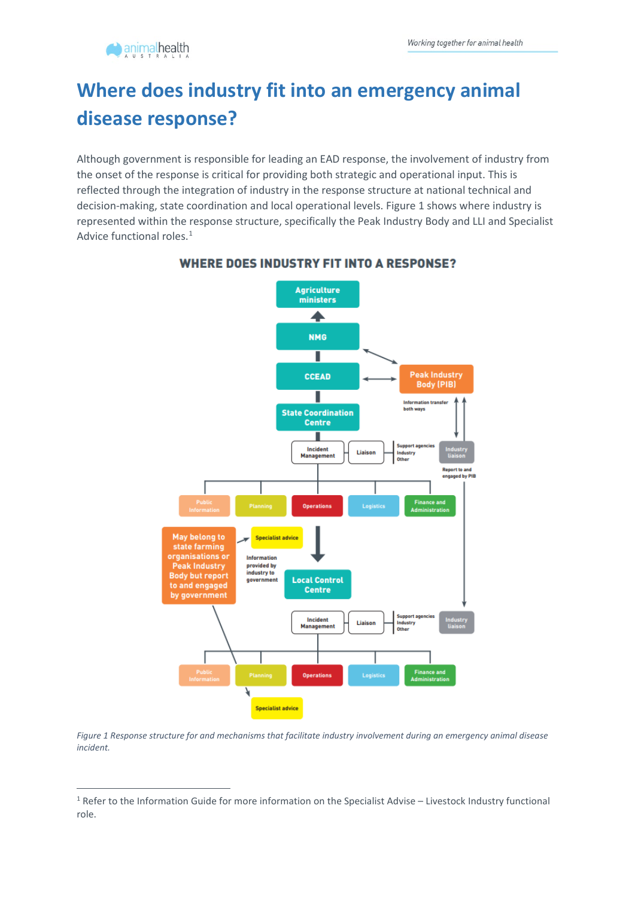# Where does industry fit into an emergency animal disease response?

Although government is responsible for leading an EAD response, the involvement of industry from the onset of the response is critical for providing both strategic and operational input. This is reflected through the integration of industry in the response structure at national technical and decision-making, state coordination and local operational levels. Figure 1 shows where industry is represented within the response structure, specifically the Peak Industry Body and LLI and Specialist Advice functional roles.[1]

*Figure 1 Response structure for and mechanisms that facilitate industry involvement during an emergency animal disease incident.*

---

[1] Refer to the Information Guide for more information on the Specialist Advise – Livestock Industry functional role.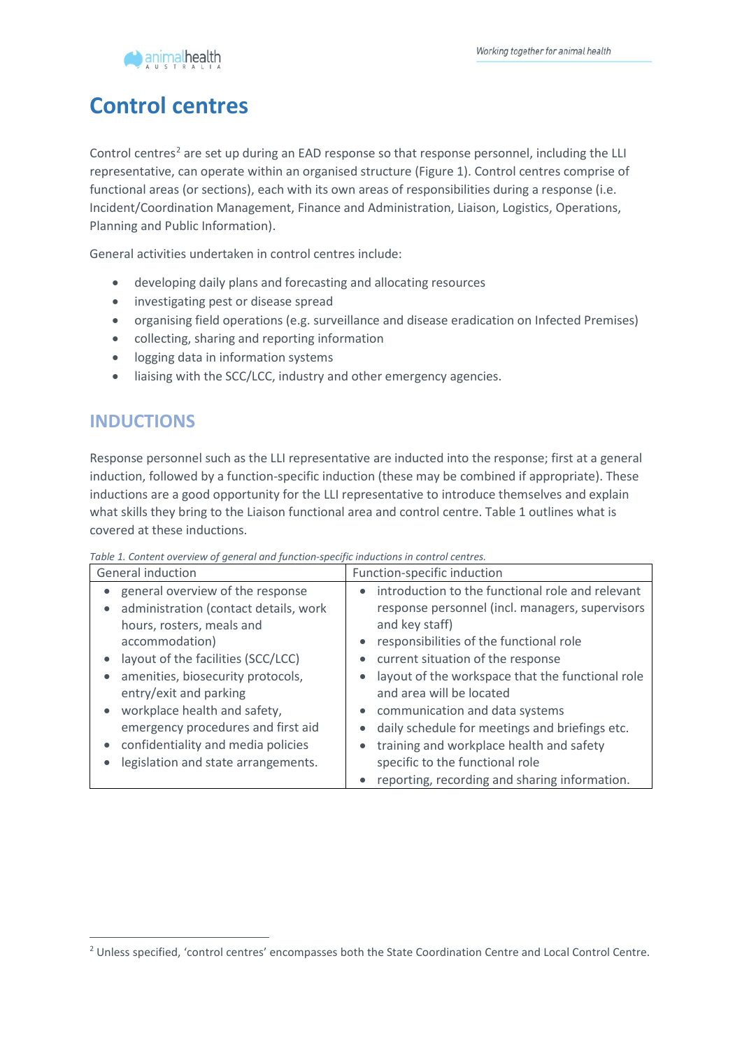# Control centres

Control centres[2] are set up during an EAD response so that response personnel, including the LLI representative, can operate within an organised structure (Figure 1). Control centres comprise of functional areas (or sections), each with its own areas of responsibilities during a response (i.e. Incident/Coordination Management, Finance and Administration, Liaison, Logistics, Operations, Planning and Public Information).

General activities undertaken in control centres include:

- developing daily plans and forecasting and allocating resources
- investigating pest or disease spread
- organising field operations (e.g. surveillance and disease eradication on Infected Premises)
- collecting, sharing and reporting information
- logging data in information systems
- liaising with the SCC/LCC, industry and other emergency agencies.

## INDUCTIONS

Response personnel such as the LLI representative are inducted into the response; first at a general induction, followed by a function-specific induction (these may be combined if appropriate). These inductions are a good opportunity for the LLI representative to introduce themselves and explain what skills they bring to the Liaison functional area and control centre. Table 1 outlines what is covered at these inductions.

*Table 1. Content overview of general and function-specific inductions in control centres.*

| General induction | Function-specific induction |
| --- | --- |
| • general overview of the response<br>• administration (contact details, work hours, rosters, meals and accommodation)<br>• layout of the facilities (SCC/LCC)<br>• amenities, biosecurity protocols, entry/exit and parking<br>• workplace health and safety, emergency procedures and first aid<br>• confidentiality and media policies<br>• legislation and state arrangements. | • introduction to the functional role and relevant response personnel (incl. managers, supervisors and key staff)<br>• responsibilities of the functional role<br>• current situation of the response<br>• layout of the workspace that the functional role and area will be located<br>• communication and data systems<br>• daily schedule for meetings and briefings etc.<br>• training and workplace health and safety specific to the functional role<br>• reporting, recording and sharing information. |

[2] Unless specified, 'control centres' encompasses both the State Coordination Centre and Local Control Centre.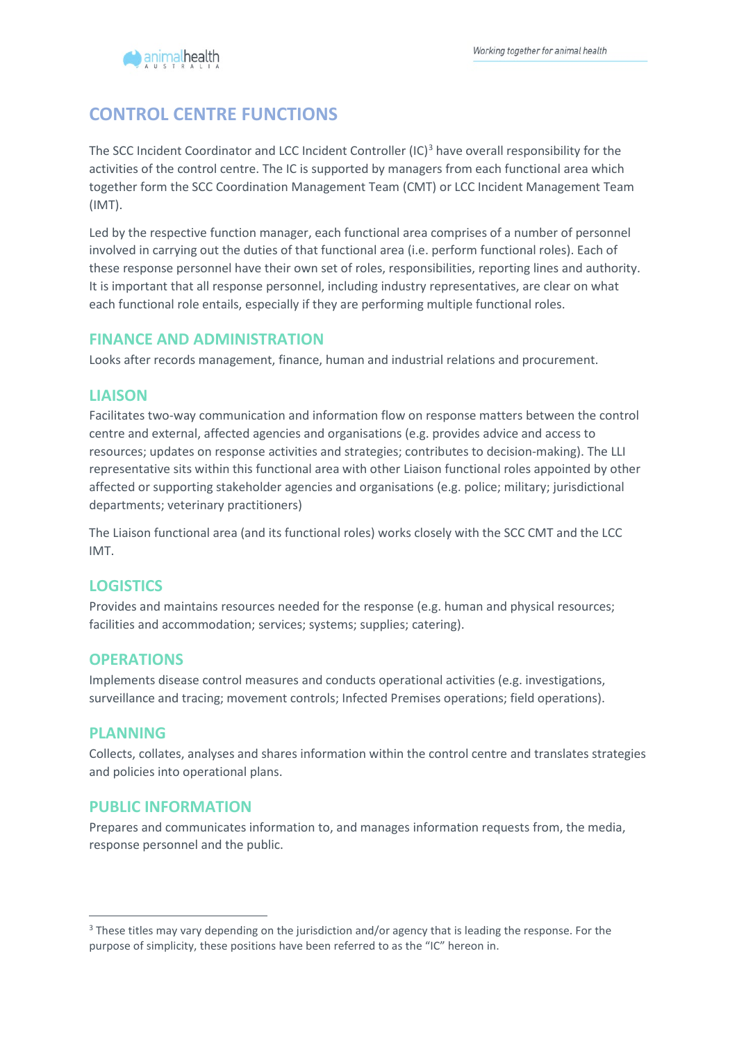## CONTROL CENTRE FUNCTIONS

The SCC Incident Coordinator and LCC Incident Controller (IC)[3] have overall responsibility for the activities of the control centre. The IC is supported by managers from each functional area which together form the SCC Coordination Management Team (CMT) or LCC Incident Management Team (IMT).

Led by the respective function manager, each functional area comprises of a number of personnel involved in carrying out the duties of that functional area (i.e. perform functional roles). Each of these response personnel have their own set of roles, responsibilities, reporting lines and authority. It is important that all response personnel, including industry representatives, are clear on what each functional role entails, especially if they are performing multiple functional roles.

### FINANCE AND ADMINISTRATION

Looks after records management, finance, human and industrial relations and procurement.

### LIAISON

Facilitates two-way communication and information flow on response matters between the control centre and external, affected agencies and organisations (e.g. provides advice and access to resources; updates on response activities and strategies; contributes to decision-making). The LLI representative sits within this functional area with other Liaison functional roles appointed by other affected or supporting stakeholder agencies and organisations (e.g. police; military; jurisdictional departments; veterinary practitioners)

The Liaison functional area (and its functional roles) works closely with the SCC CMT and the LCC IMT.

### LOGISTICS

Provides and maintains resources needed for the response (e.g. human and physical resources; facilities and accommodation; services; systems; supplies; catering).

### OPERATIONS

Implements disease control measures and conducts operational activities (e.g. investigations, surveillance and tracing; movement controls; Infected Premises operations; field operations).

### PLANNING

Collects, collates, analyses and shares information within the control centre and translates strategies and policies into operational plans.

### PUBLIC INFORMATION

Prepares and communicates information to, and manages information requests from, the media, response personnel and the public.

---

[3] These titles may vary depending on the jurisdiction and/or agency that is leading the response. For the purpose of simplicity, these positions have been referred to as the "IC" hereon in.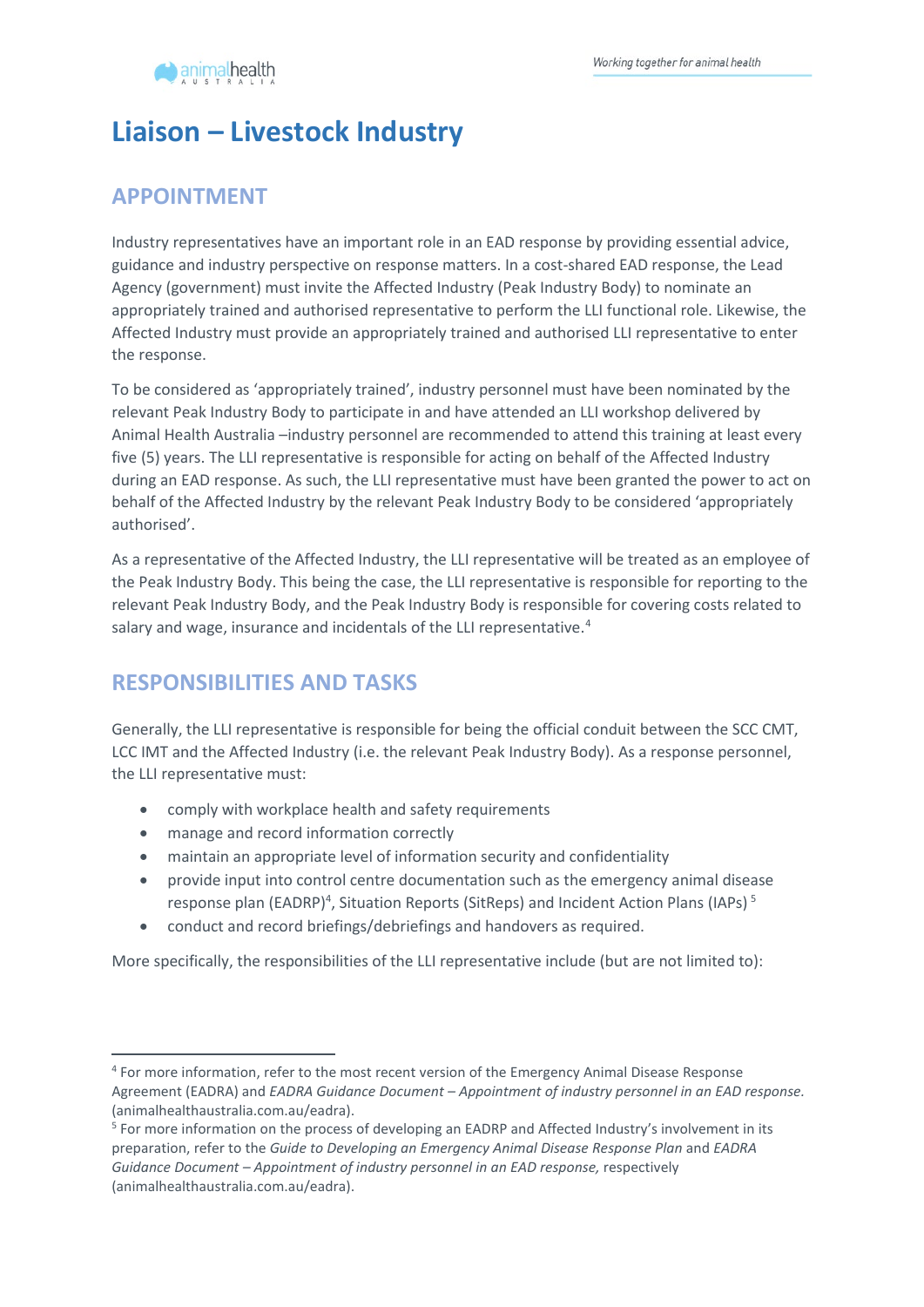# Liaison – Livestock Industry

## APPOINTMENT

Industry representatives have an important role in an EAD response by providing essential advice, guidance and industry perspective on response matters. In a cost-shared EAD response, the Lead Agency (government) must invite the Affected Industry (Peak Industry Body) to nominate an appropriately trained and authorised representative to perform the LLI functional role. Likewise, the Affected Industry must provide an appropriately trained and authorised LLI representative to enter the response.

To be considered as 'appropriately trained', industry personnel must have been nominated by the relevant Peak Industry Body to participate in and have attended an LLI workshop delivered by Animal Health Australia –industry personnel are recommended to attend this training at least every five (5) years. The LLI representative is responsible for acting on behalf of the Affected Industry during an EAD response. As such, the LLI representative must have been granted the power to act on behalf of the Affected Industry by the relevant Peak Industry Body to be considered 'appropriately authorised'.

As a representative of the Affected Industry, the LLI representative will be treated as an employee of the Peak Industry Body. This being the case, the LLI representative is responsible for reporting to the relevant Peak Industry Body, and the Peak Industry Body is responsible for covering costs related to salary and wage, insurance and incidentals of the LLI representative.[4]

## RESPONSIBILITIES AND TASKS

Generally, the LLI representative is responsible for being the official conduit between the SCC CMT, LCC IMT and the Affected Industry (i.e. the relevant Peak Industry Body). As a response personnel, the LLI representative must:

- comply with workplace health and safety requirements
- manage and record information correctly
- maintain an appropriate level of information security and confidentiality
- provide input into control centre documentation such as the emergency animal disease response plan (EADRP)[4], Situation Reports (SitReps) and Incident Action Plans (IAPs) [5]
- conduct and record briefings/debriefings and handovers as required.

More specifically, the responsibilities of the LLI representative include (but are not limited to):

---

[4] For more information, refer to the most recent version of the Emergency Animal Disease Response Agreement (EADRA) and *EADRA Guidance Document – Appointment of industry personnel in an EAD response.* (animalhealthaustralia.com.au/eadra).

[5] For more information on the process of developing an EADRP and Affected Industry's involvement in its preparation, refer to the *Guide to Developing an Emergency Animal Disease Response Plan* and *EADRA Guidance Document – Appointment of industry personnel in an EAD response,* respectively (animalhealthaustralia.com.au/eadra).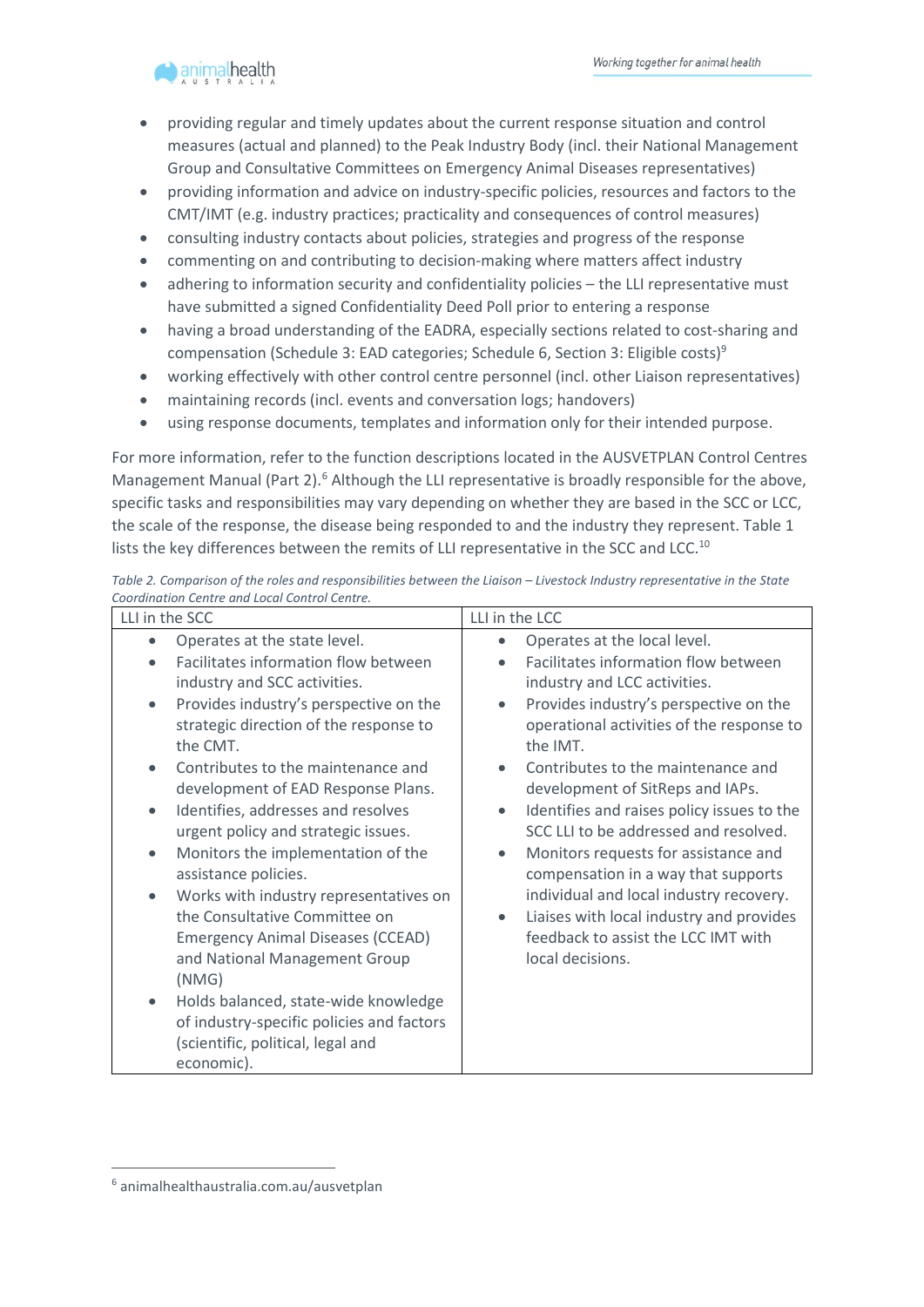- providing regular and timely updates about the current response situation and control measures (actual and planned) to the Peak Industry Body (incl. their National Management Group and Consultative Committees on Emergency Animal Diseases representatives)
- providing information and advice on industry-specific policies, resources and factors to the CMT/IMT (e.g. industry practices; practicality and consequences of control measures)
- consulting industry contacts about policies, strategies and progress of the response
- commenting on and contributing to decision-making where matters affect industry
- adhering to information security and confidentiality policies – the LLI representative must have submitted a signed Confidentiality Deed Poll prior to entering a response
- having a broad understanding of the EADRA, especially sections related to cost-sharing and compensation (Schedule 3: EAD categories; Schedule 6, Section 3: Eligible costs)[9]
- working effectively with other control centre personnel (incl. other Liaison representatives)
- maintaining records (incl. events and conversation logs; handovers)
- using response documents, templates and information only for their intended purpose.

For more information, refer to the function descriptions located in the AUSVETPLAN Control Centres Management Manual (Part 2).[6] Although the LLI representative is broadly responsible for the above, specific tasks and responsibilities may vary depending on whether they are based in the SCC or LCC, the scale of the response, the disease being responded to and the industry they represent. Table 1 lists the key differences between the remits of LLI representative in the SCC and LCC.[10]

*Table 2. Comparison of the roles and responsibilities between the Liaison – Livestock Industry representative in the State Coordination Centre and Local Control Centre.*

| LLI in the SCC | LLI in the LCC |
|---|---|
| • Operates at the state level.<br>• Facilitates information flow between industry and SCC activities.<br>• Provides industry's perspective on the strategic direction of the response to the CMT.<br>• Contributes to the maintenance and development of EAD Response Plans.<br>• Identifies, addresses and resolves urgent policy and strategic issues.<br>• Monitors the implementation of the assistance policies.<br>• Works with industry representatives on the Consultative Committee on Emergency Animal Diseases (CCEAD) and National Management Group (NMG)<br>• Holds balanced, state-wide knowledge of industry-specific policies and factors (scientific, political, legal and economic). | • Operates at the local level.<br>• Facilitates information flow between industry and LCC activities.<br>• Provides industry's perspective on the operational activities of the response to the IMT.<br>• Contributes to the maintenance and development of SitReps and IAPs.<br>• Identifies and raises policy issues to the SCC LLI to be addressed and resolved.<br>• Monitors requests for assistance and compensation in a way that supports individual and local industry recovery.<br>• Liaises with local industry and provides feedback to assist the LCC IMT with local decisions. |

[6] animalhealthaustralia.com.au/ausvetplan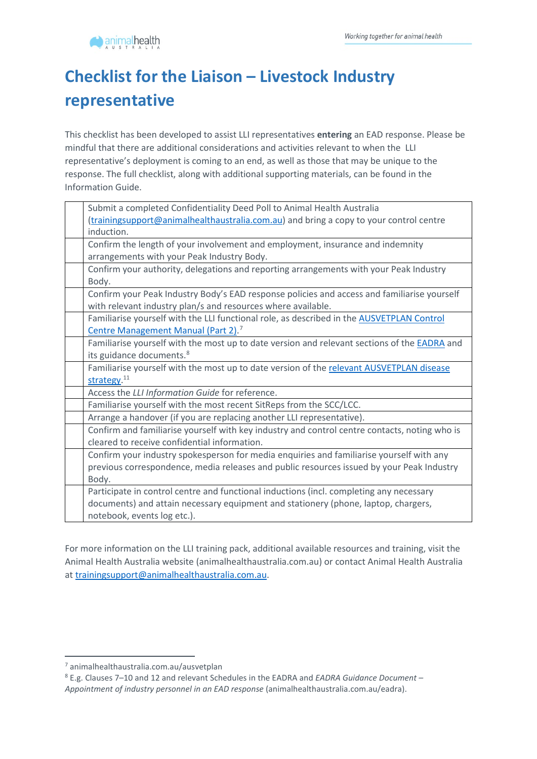# Checklist for the Liaison – Livestock Industry representative

This checklist has been developed to assist LLI representatives **entering** an EAD response. Please be mindful that there are additional considerations and activities relevant to when the LLI representative's deployment is coming to an end, as well as those that may be unique to the response. The full checklist, along with additional supporting materials, can be found in the Information Guide.

| | |
|---|---|
| | Submit a completed Confidentiality Deed Poll to Animal Health Australia (trainingsupport@animalhealthaustralia.com.au) and bring a copy to your control centre induction. |
| | Confirm the length of your involvement and employment, insurance and indemnity arrangements with your Peak Industry Body. |
| | Confirm your authority, delegations and reporting arrangements with your Peak Industry Body. |
| | Confirm your Peak Industry Body's EAD response policies and access and familiarise yourself with relevant industry plan/s and resources where available. |
| | Familiarise yourself with the LLI functional role, as described in the AUSVETPLAN Control Centre Management Manual (Part 2).[7] |
| | Familiarise yourself with the most up to date version and relevant sections of the EADRA and its guidance documents.[8] |
| | Familiarise yourself with the most up to date version of the relevant AUSVETPLAN disease strategy.[11] |
| | Access the *LLI Information Guide* for reference. |
| | Familiarise yourself with the most recent SitReps from the SCC/LCC. |
| | Arrange a handover (if you are replacing another LLI representative). |
| | Confirm and familiarise yourself with key industry and control centre contacts, noting who is cleared to receive confidential information. |
| | Confirm your industry spokesperson for media enquiries and familiarise yourself with any previous correspondence, media releases and public resources issued by your Peak Industry Body. |
| | Participate in control centre and functional inductions (incl. completing any necessary documents) and attain necessary equipment and stationery (phone, laptop, chargers, notebook, events log etc.). |

For more information on the LLI training pack, additional available resources and training, visit the Animal Health Australia website (animalhealthaustralia.com.au) or contact Animal Health Australia at trainingsupport@animalhealthaustralia.com.au.

---

[7] animalhealthaustralia.com.au/ausvetplan

[8] E.g. Clauses 7–10 and 12 and relevant Schedules in the EADRA and *EADRA Guidance Document – Appointment of industry personnel in an EAD response* (animalhealthaustralia.com.au/eadra).